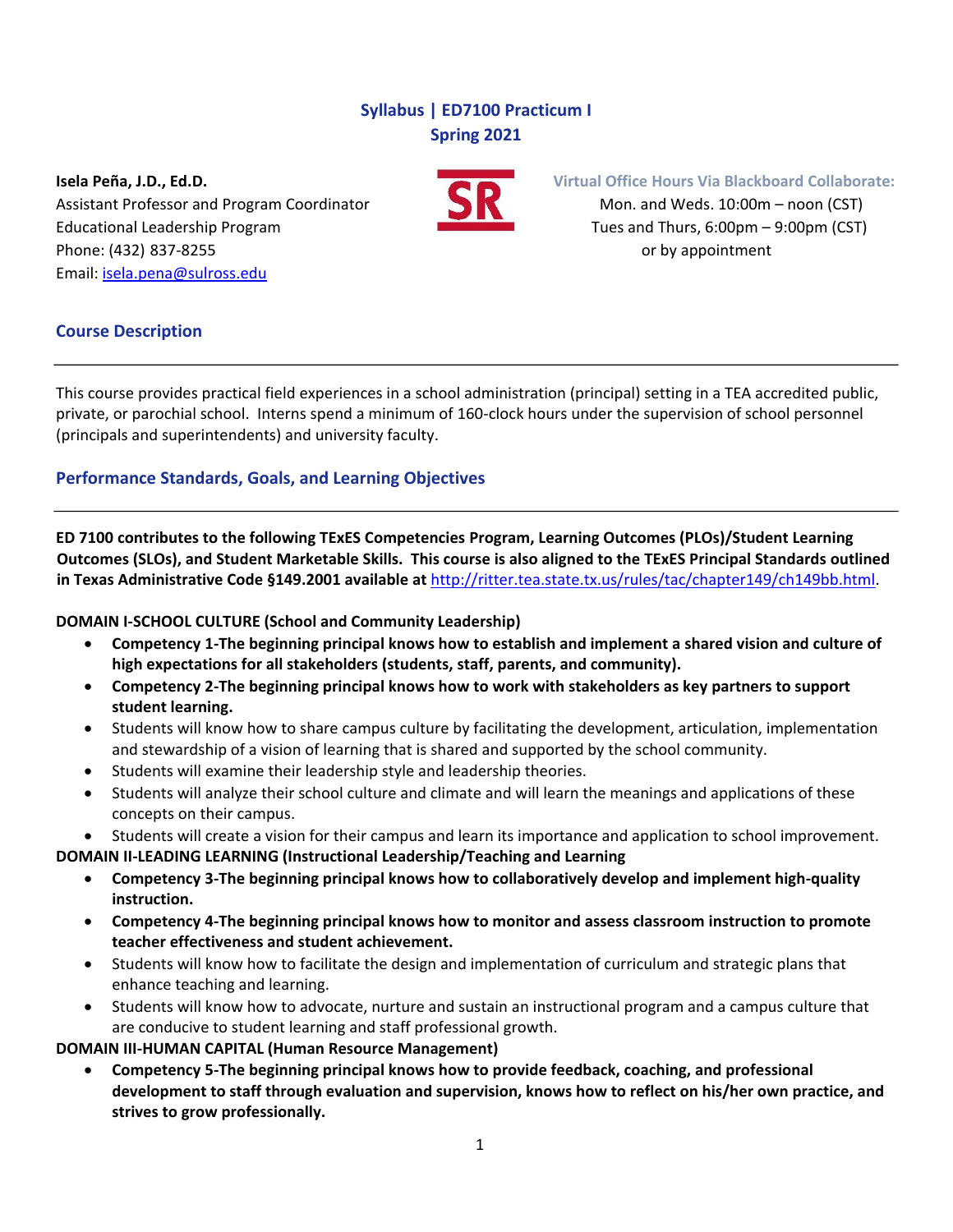# Syllabus | ED7100 Practicum I
## Spring 2021

**Isela Peña, J.D., Ed.D.**
Assistant Professor and Program Coordinator
Educational Leadership Program
Phone: (432) 837-8255
Email: isela.pena@sulross.edu

**Virtual Office Hours Via Blackboard Collaborate:**
Mon. and Weds. 10:00m – noon (CST)
Tues and Thurs, 6:00pm – 9:00pm (CST)
or by appointment

## Course Description

This course provides practical field experiences in a school administration (principal) setting in a TEA accredited public, private, or parochial school. Interns spend a minimum of 160-clock hours under the supervision of school personnel (principals and superintendents) and university faculty.

## Performance Standards, Goals, and Learning Objectives

**ED 7100 contributes to the following TExES Competencies Program, Learning Outcomes (PLOs)/Student Learning Outcomes (SLOs), and Student Marketable Skills. This course is also aligned to the TExES Principal Standards outlined in Texas Administrative Code §149.2001 available at** http://ritter.tea.state.tx.us/rules/tac/chapter149/ch149bb.html.

**DOMAIN I-SCHOOL CULTURE (School and Community Leadership)**

- **Competency 1-The beginning principal knows how to establish and implement a shared vision and culture of high expectations for all stakeholders (students, staff, parents, and community).**
- **Competency 2-The beginning principal knows how to work with stakeholders as key partners to support student learning.**
- Students will know how to share campus culture by facilitating the development, articulation, implementation and stewardship of a vision of learning that is shared and supported by the school community.
- Students will examine their leadership style and leadership theories.
- Students will analyze their school culture and climate and will learn the meanings and applications of these concepts on their campus.
- Students will create a vision for their campus and learn its importance and application to school improvement.

**DOMAIN II-LEADING LEARNING (Instructional Leadership/Teaching and Learning**

- **Competency 3-The beginning principal knows how to collaboratively develop and implement high-quality instruction.**
- **Competency 4-The beginning principal knows how to monitor and assess classroom instruction to promote teacher effectiveness and student achievement.**
- Students will know how to facilitate the design and implementation of curriculum and strategic plans that enhance teaching and learning.
- Students will know how to advocate, nurture and sustain an instructional program and a campus culture that are conducive to student learning and staff professional growth.

**DOMAIN III-HUMAN CAPITAL (Human Resource Management)**

- **Competency 5-The beginning principal knows how to provide feedback, coaching, and professional development to staff through evaluation and supervision, knows how to reflect on his/her own practice, and strives to grow professionally.**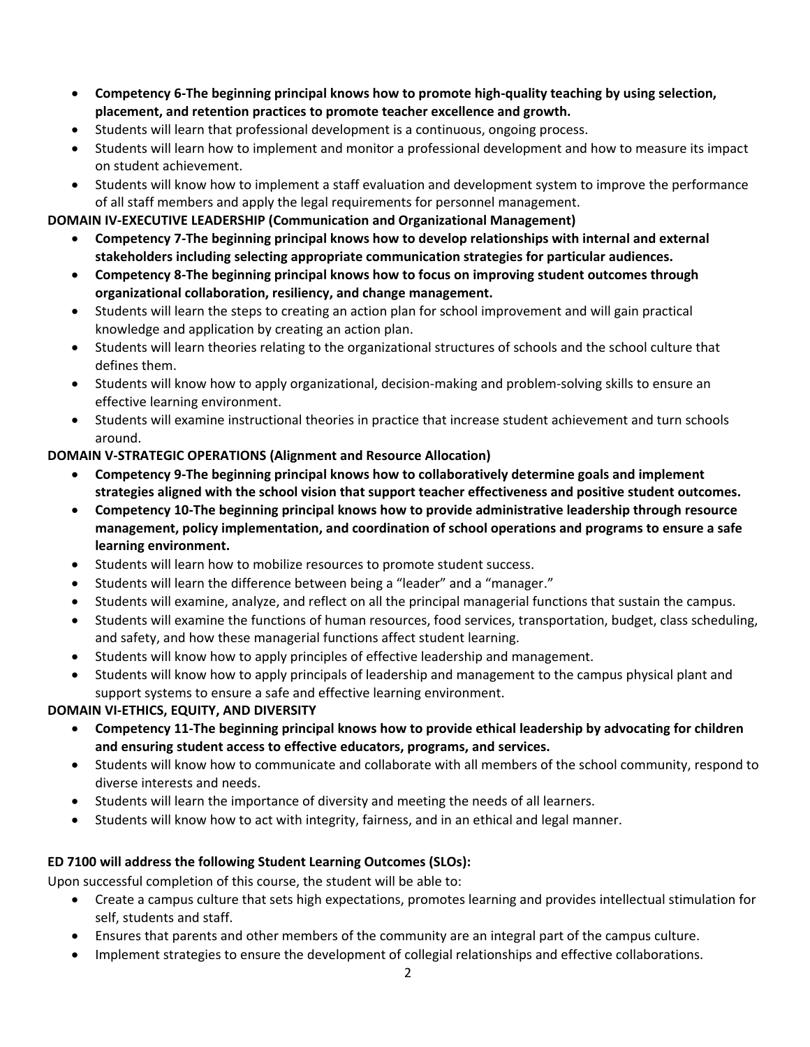- **Competency 6-The beginning principal knows how to promote high-quality teaching by using selection, placement, and retention practices to promote teacher excellence and growth.**
- Students will learn that professional development is a continuous, ongoing process.
- Students will learn how to implement and monitor a professional development and how to measure its impact on student achievement.
- Students will know how to implement a staff evaluation and development system to improve the performance of all staff members and apply the legal requirements for personnel management.

**DOMAIN IV-EXECUTIVE LEADERSHIP (Communication and Organizational Management)**

- **Competency 7-The beginning principal knows how to develop relationships with internal and external stakeholders including selecting appropriate communication strategies for particular audiences.**
- **Competency 8-The beginning principal knows how to focus on improving student outcomes through organizational collaboration, resiliency, and change management.**
- Students will learn the steps to creating an action plan for school improvement and will gain practical knowledge and application by creating an action plan.
- Students will learn theories relating to the organizational structures of schools and the school culture that defines them.
- Students will know how to apply organizational, decision-making and problem-solving skills to ensure an effective learning environment.
- Students will examine instructional theories in practice that increase student achievement and turn schools around.

**DOMAIN V-STRATEGIC OPERATIONS (Alignment and Resource Allocation)**

- **Competency 9-The beginning principal knows how to collaboratively determine goals and implement strategies aligned with the school vision that support teacher effectiveness and positive student outcomes.**
- **Competency 10-The beginning principal knows how to provide administrative leadership through resource management, policy implementation, and coordination of school operations and programs to ensure a safe learning environment.**
- Students will learn how to mobilize resources to promote student success.
- Students will learn the difference between being a "leader" and a "manager."
- Students will examine, analyze, and reflect on all the principal managerial functions that sustain the campus.
- Students will examine the functions of human resources, food services, transportation, budget, class scheduling, and safety, and how these managerial functions affect student learning.
- Students will know how to apply principles of effective leadership and management.
- Students will know how to apply principals of leadership and management to the campus physical plant and support systems to ensure a safe and effective learning environment.

**DOMAIN VI-ETHICS, EQUITY, AND DIVERSITY**

- **Competency 11-The beginning principal knows how to provide ethical leadership by advocating for children and ensuring student access to effective educators, programs, and services.**
- Students will know how to communicate and collaborate with all members of the school community, respond to diverse interests and needs.
- Students will learn the importance of diversity and meeting the needs of all learners.
- Students will know how to act with integrity, fairness, and in an ethical and legal manner.

**ED 7100 will address the following Student Learning Outcomes (SLOs):**

Upon successful completion of this course, the student will be able to:

- Create a campus culture that sets high expectations, promotes learning and provides intellectual stimulation for self, students and staff.
- Ensures that parents and other members of the community are an integral part of the campus culture.
- Implement strategies to ensure the development of collegial relationships and effective collaborations.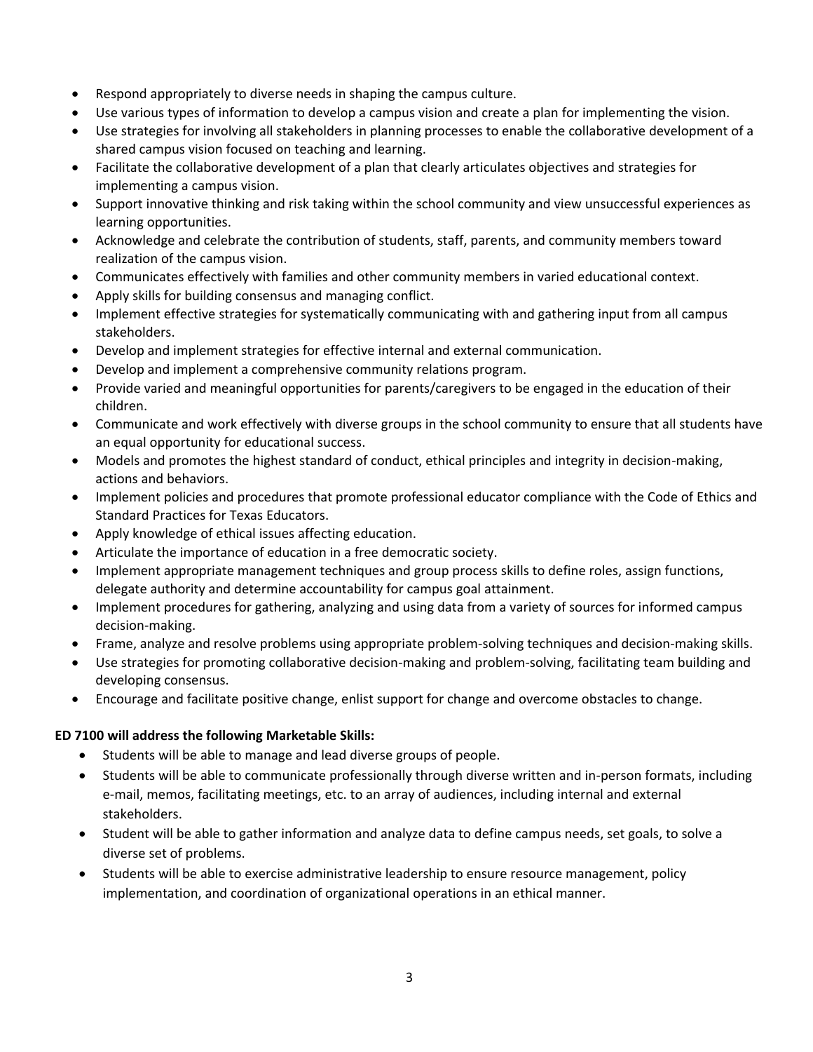- Respond appropriately to diverse needs in shaping the campus culture.
- Use various types of information to develop a campus vision and create a plan for implementing the vision.
- Use strategies for involving all stakeholders in planning processes to enable the collaborative development of a shared campus vision focused on teaching and learning.
- Facilitate the collaborative development of a plan that clearly articulates objectives and strategies for implementing a campus vision.
- Support innovative thinking and risk taking within the school community and view unsuccessful experiences as learning opportunities.
- Acknowledge and celebrate the contribution of students, staff, parents, and community members toward realization of the campus vision.
- Communicates effectively with families and other community members in varied educational context.
- Apply skills for building consensus and managing conflict.
- Implement effective strategies for systematically communicating with and gathering input from all campus stakeholders.
- Develop and implement strategies for effective internal and external communication.
- Develop and implement a comprehensive community relations program.
- Provide varied and meaningful opportunities for parents/caregivers to be engaged in the education of their children.
- Communicate and work effectively with diverse groups in the school community to ensure that all students have an equal opportunity for educational success.
- Models and promotes the highest standard of conduct, ethical principles and integrity in decision-making, actions and behaviors.
- Implement policies and procedures that promote professional educator compliance with the Code of Ethics and Standard Practices for Texas Educators.
- Apply knowledge of ethical issues affecting education.
- Articulate the importance of education in a free democratic society.
- Implement appropriate management techniques and group process skills to define roles, assign functions, delegate authority and determine accountability for campus goal attainment.
- Implement procedures for gathering, analyzing and using data from a variety of sources for informed campus decision-making.
- Frame, analyze and resolve problems using appropriate problem-solving techniques and decision-making skills.
- Use strategies for promoting collaborative decision-making and problem-solving, facilitating team building and developing consensus.
- Encourage and facilitate positive change, enlist support for change and overcome obstacles to change.

**ED 7100 will address the following Marketable Skills:**

- Students will be able to manage and lead diverse groups of people.
- Students will be able to communicate professionally through diverse written and in-person formats, including e-mail, memos, facilitating meetings, etc. to an array of audiences, including internal and external stakeholders.
- Student will be able to gather information and analyze data to define campus needs, set goals, to solve a diverse set of problems.
- Students will be able to exercise administrative leadership to ensure resource management, policy implementation, and coordination of organizational operations in an ethical manner.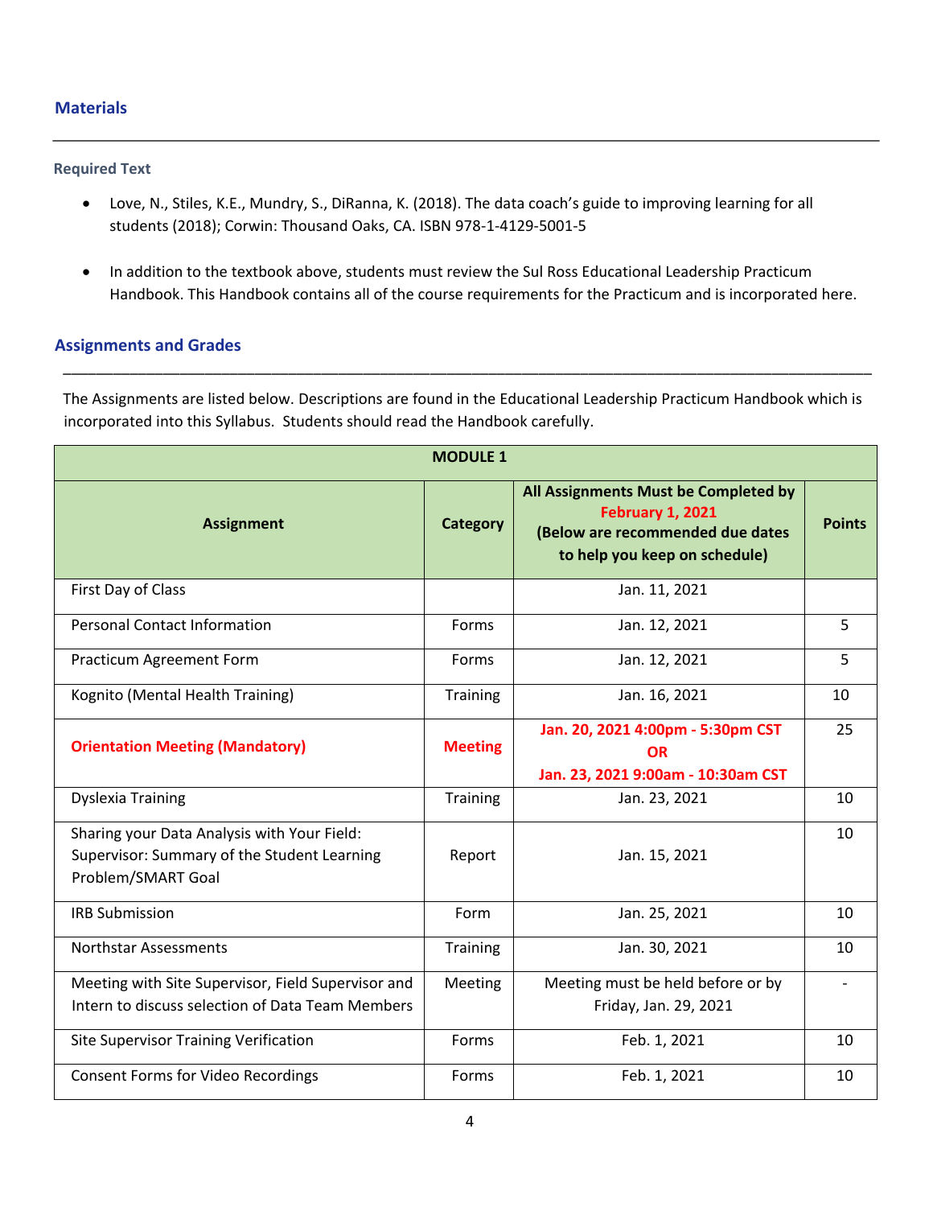## Materials

### Required Text

- Love, N., Stiles, K.E., Mundry, S., DiRanna, K. (2018). The data coach's guide to improving learning for all students (2018); Corwin: Thousand Oaks, CA. ISBN 978-1-4129-5001-5
- In addition to the textbook above, students must review the Sul Ross Educational Leadership Practicum Handbook. This Handbook contains all of the course requirements for the Practicum and is incorporated here.

## Assignments and Grades

The Assignments are listed below. Descriptions are found in the Educational Leadership Practicum Handbook which is incorporated into this Syllabus. Students should read the Handbook carefully.

| **MODULE 1** | | | |
|---|---|---|---|
| **Assignment** | **Category** | **All Assignments Must be Completed by February 1, 2021 (Below are recommended due dates to help you keep on schedule)** | **Points** |
| First Day of Class | | Jan. 11, 2021 | |
| Personal Contact Information | Forms | Jan. 12, 2021 | 5 |
| Practicum Agreement Form | Forms | Jan. 12, 2021 | 5 |
| Kognito (Mental Health Training) | Training | Jan. 16, 2021 | 10 |
| **Orientation Meeting (Mandatory)** | **Meeting** | **Jan. 20, 2021 4:00pm - 5:30pm CST OR Jan. 23, 2021 9:00am - 10:30am CST** | 25 |
| Dyslexia Training | Training | Jan. 23, 2021 | 10 |
| Sharing your Data Analysis with Your Field: Supervisor: Summary of the Student Learning Problem/SMART Goal | Report | Jan. 15, 2021 | 10 |
| IRB Submission | Form | Jan. 25, 2021 | 10 |
| Northstar Assessments | Training | Jan. 30, 2021 | 10 |
| Meeting with Site Supervisor, Field Supervisor and Intern to discuss selection of Data Team Members | Meeting | Meeting must be held before or by Friday, Jan. 29, 2021 | - |
| Site Supervisor Training Verification | Forms | Feb. 1, 2021 | 10 |
| Consent Forms for Video Recordings | Forms | Feb. 1, 2021 | 10 |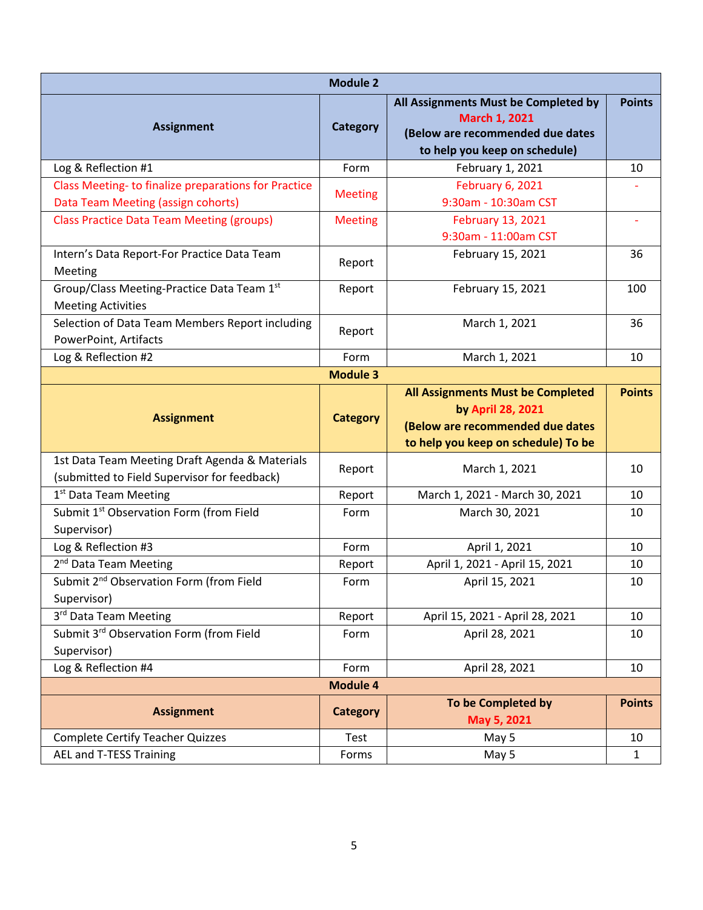| Module 2 | | | |
|---|---|---|---|
| **Assignment** | **Category** | **All Assignments Must be Completed by March 1, 2021 (Below are recommended due dates to help you keep on schedule)** | **Points** |
| Log & Reflection #1 | Form | February 1, 2021 | 10 |
| Class Meeting- to finalize preparations for Practice Data Team Meeting (assign cohorts) | Meeting | February 6, 2021 9:30am - 10:30am CST | - |
| Class Practice Data Team Meeting (groups) | Meeting | February 13, 2021 9:30am - 11:00am CST | - |
| Intern's Data Report-For Practice Data Team Meeting | Report | February 15, 2021 | 36 |
| Group/Class Meeting-Practice Data Team 1st Meeting Activities | Report | February 15, 2021 | 100 |
| Selection of Data Team Members Report including PowerPoint, Artifacts | Report | March 1, 2021 | 36 |
| Log & Reflection #2 | Form | March 1, 2021 | 10 |
| **Module 3** | | | |
| **Assignment** | **Category** | **All Assignments Must be Completed by April 28, 2021 (Below are recommended due dates to help you keep on schedule) To be** | **Points** |
| 1st Data Team Meeting Draft Agenda & Materials (submitted to Field Supervisor for feedback) | Report | March 1, 2021 | 10 |
| 1st Data Team Meeting | Report | March 1, 2021 - March 30, 2021 | 10 |
| Submit 1st Observation Form (from Field Supervisor) | Form | March 30, 2021 | 10 |
| Log & Reflection #3 | Form | April 1, 2021 | 10 |
| 2nd Data Team Meeting | Report | April 1, 2021 - April 15, 2021 | 10 |
| Submit 2nd Observation Form (from Field Supervisor) | Form | April 15, 2021 | 10 |
| 3rd Data Team Meeting | Report | April 15, 2021 - April 28, 2021 | 10 |
| Submit 3rd Observation Form (from Field Supervisor) | Form | April 28, 2021 | 10 |
| Log & Reflection #4 | Form | April 28, 2021 | 10 |
| **Module 4** | | | |
| **Assignment** | **Category** | **To be Completed by May 5, 2021** | **Points** |
| Complete Certify Teacher Quizzes | Test | May 5 | 10 |
| AEL and T-TESS Training | Forms | May 5 | 1 |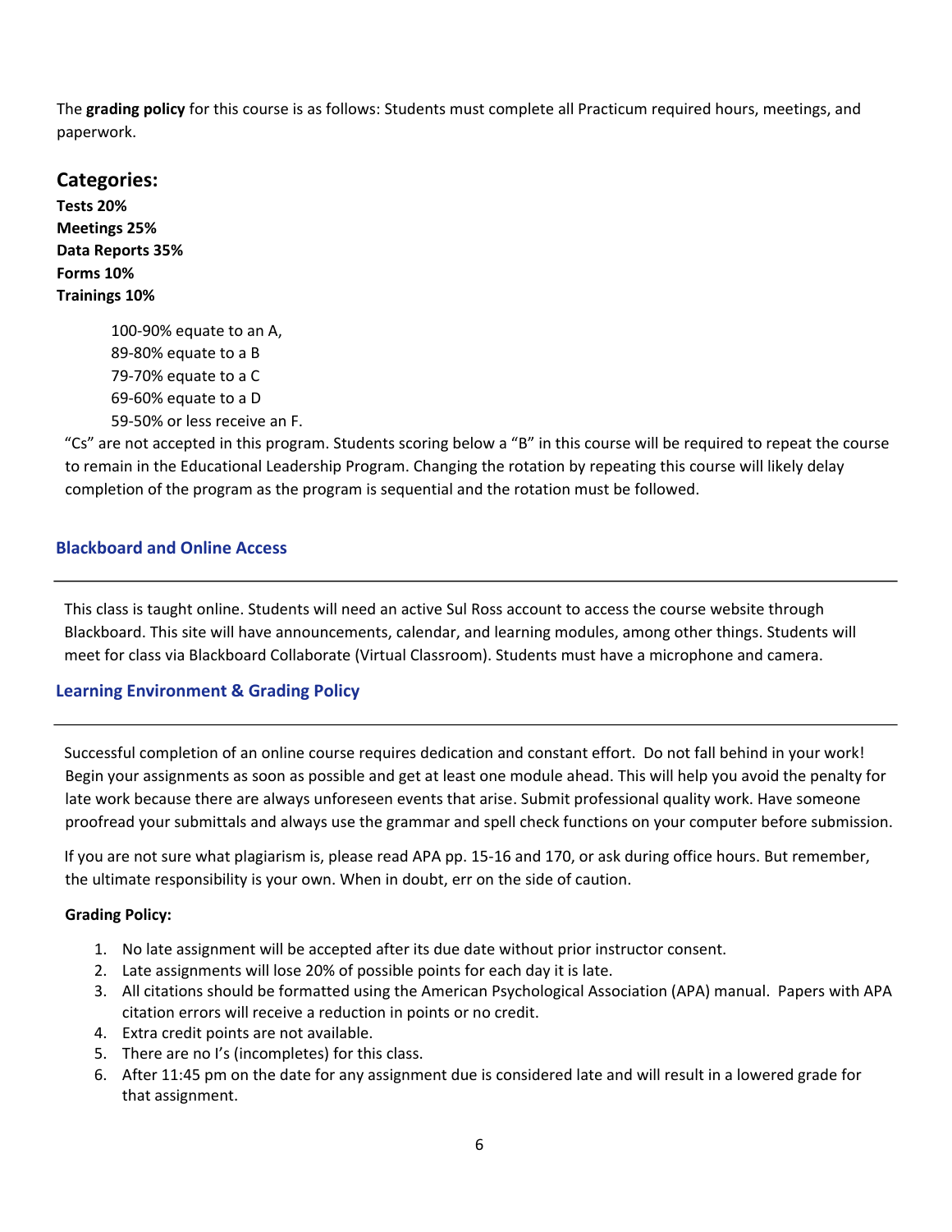The **grading policy** for this course is as follows: Students must complete all Practicum required hours, meetings, and paperwork.

## Categories:

**Tests 20%**
**Meetings 25%**
**Data Reports 35%**
**Forms 10%**
**Trainings 10%**

100-90% equate to an A,
89-80% equate to a B
79-70% equate to a C
69-60% equate to a D
59-50% or less receive an F.

"Cs" are not accepted in this program. Students scoring below a "B" in this course will be required to repeat the course to remain in the Educational Leadership Program. Changing the rotation by repeating this course will likely delay completion of the program as the program is sequential and the rotation must be followed.

### Blackboard and Online Access

This class is taught online. Students will need an active Sul Ross account to access the course website through Blackboard. This site will have announcements, calendar, and learning modules, among other things. Students will meet for class via Blackboard Collaborate (Virtual Classroom). Students must have a microphone and camera.

### Learning Environment & Grading Policy

Successful completion of an online course requires dedication and constant effort. Do not fall behind in your work! Begin your assignments as soon as possible and get at least one module ahead. This will help you avoid the penalty for late work because there are always unforeseen events that arise. Submit professional quality work. Have someone proofread your submittals and always use the grammar and spell check functions on your computer before submission.

If you are not sure what plagiarism is, please read APA pp. 15-16 and 170, or ask during office hours. But remember, the ultimate responsibility is your own. When in doubt, err on the side of caution.

**Grading Policy:**

1. No late assignment will be accepted after its due date without prior instructor consent.
2. Late assignments will lose 20% of possible points for each day it is late.
3. All citations should be formatted using the American Psychological Association (APA) manual. Papers with APA citation errors will receive a reduction in points or no credit.
4. Extra credit points are not available.
5. There are no I's (incompletes) for this class.
6. After 11:45 pm on the date for any assignment due is considered late and will result in a lowered grade for that assignment.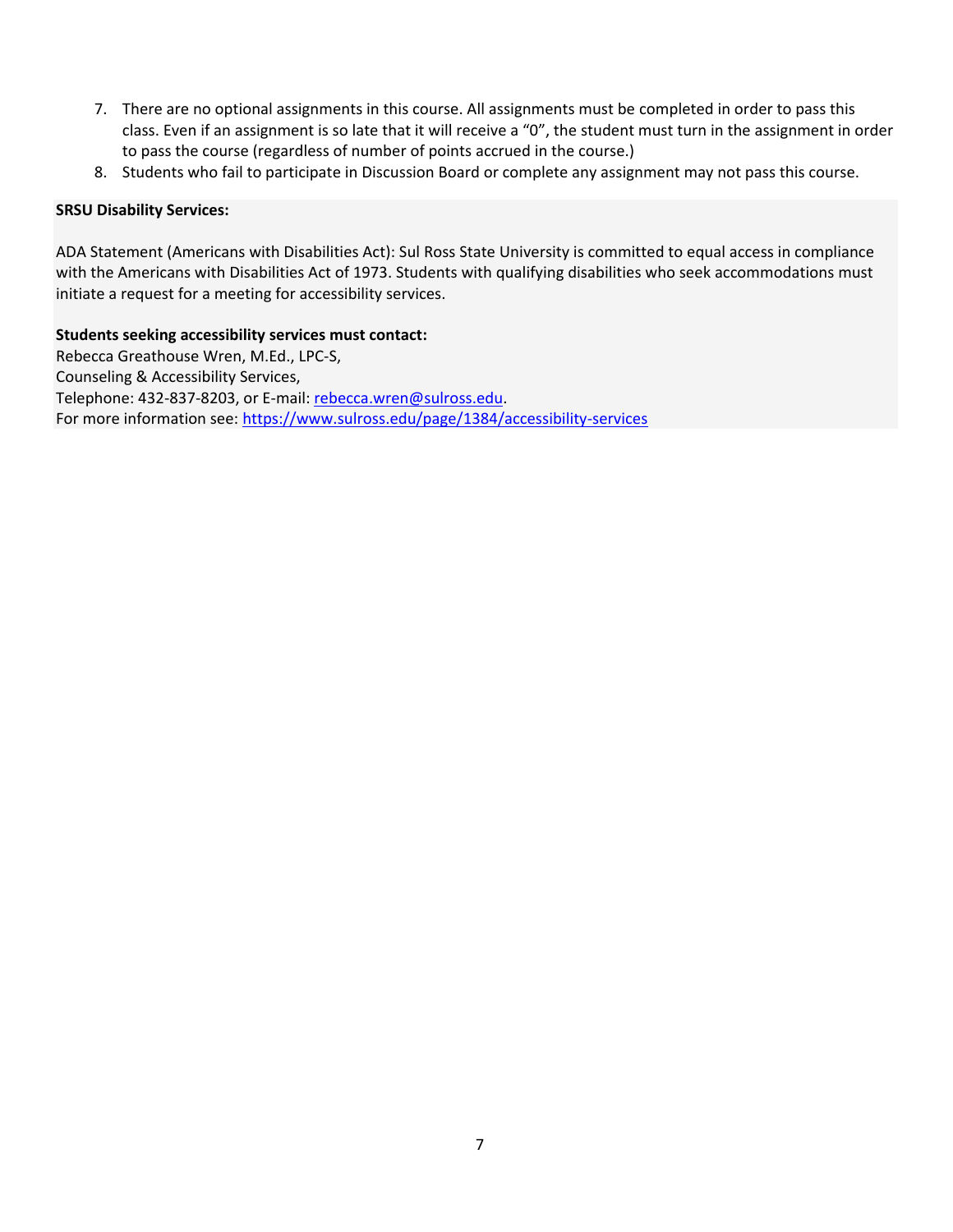7. There are no optional assignments in this course. All assignments must be completed in order to pass this class. Even if an assignment is so late that it will receive a "0", the student must turn in the assignment in order to pass the course (regardless of number of points accrued in the course.)
8. Students who fail to participate in Discussion Board or complete any assignment may not pass this course.

**SRSU Disability Services:**

ADA Statement (Americans with Disabilities Act): Sul Ross State University is committed to equal access in compliance with the Americans with Disabilities Act of 1973. Students with qualifying disabilities who seek accommodations must initiate a request for a meeting for accessibility services.

**Students seeking accessibility services must contact:**
Rebecca Greathouse Wren, M.Ed., LPC-S,
Counseling & Accessibility Services,
Telephone: 432-837-8203, or E-mail: rebecca.wren@sulross.edu.
For more information see: https://www.sulross.edu/page/1384/accessibility-services